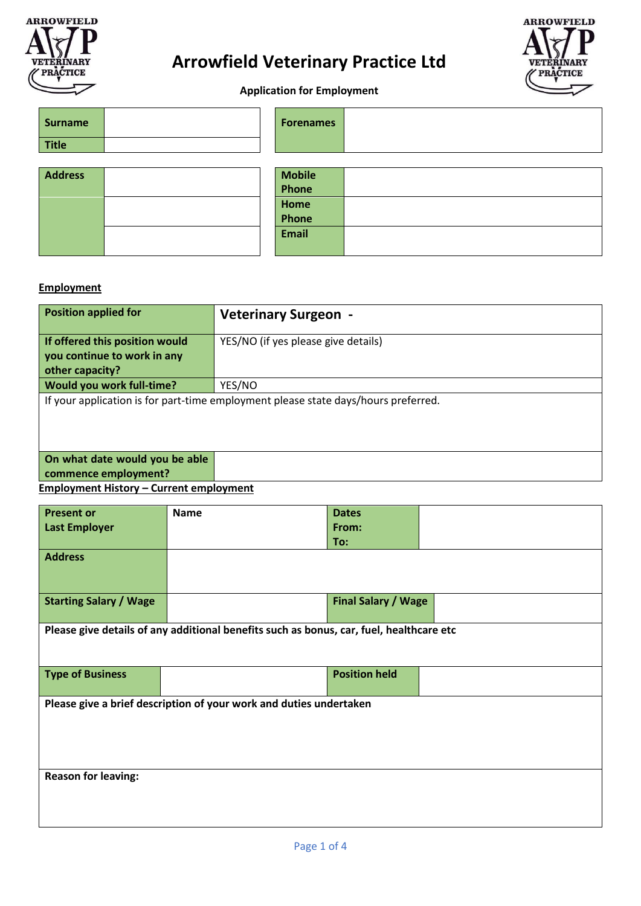# Arrowfield Veterinary Practice Ltd

**Application for Employment**

| | |
|---|---|
| **Surname** | |
| **Title** | |
| **Forenames** | |

| | |
|---|---|
| **Address** | |
| | |
| | |
| **Mobile Phone** | |
| **Home Phone** | |
| **Email** | |

**Employment**

| | |
|---|---|
| **Position applied for** | **Veterinary Surgeon -** |
| **If offered this position would you continue to work in any other capacity?** | YES/NO (if yes please give details) |
| **Would you work full-time?** | YES/NO |
| If your application is for part-time employment please state days/hours preferred. | |
| **On what date would you be able commence employment?** | |

**Employment History – Current employment**

| | | | |
|---|---|---|---|
| **Present or Last Employer** | **Name** | **Dates From: To:** | |
| **Address** | | | |
| **Starting Salary / Wage** | | **Final Salary / Wage** | |
| **Please give details of any additional benefits such as bonus, car, fuel, healthcare etc** | | | |
| **Type of Business** | | **Position held** | |
| **Please give a brief description of your work and duties undertaken** | | | |
| **Reason for leaving:** | | | |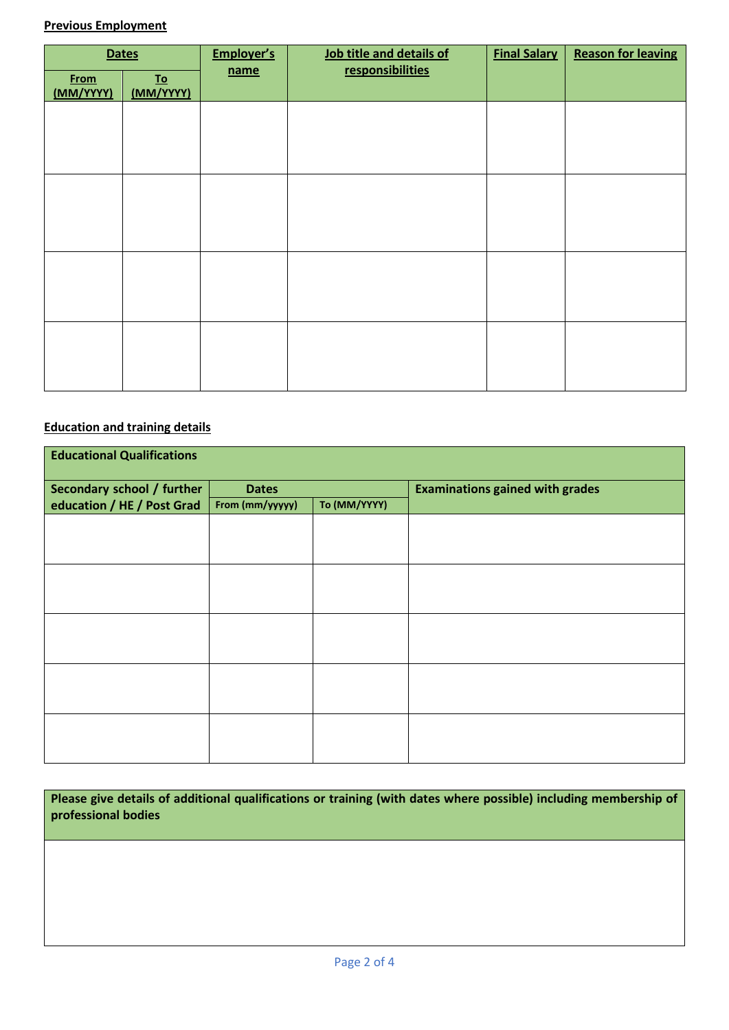**Previous Employment**

| **Dates** | | **Employer's name** | **Job title and details of responsibilities** | **Final Salary** | **Reason for leaving** |
|---|---|---|---|---|---|
| **From (MM/YYYY)** | **To (MM/YYYY)** | | | | |
| | | | | | |
| | | | | | |
| | | | | | |
| | | | | | |

**Education and training details**

| **Educational Qualifications** | | | |
|---|---|---|---|
| **Secondary school / further education / HE / Post Grad** | **Dates** | | **Examinations gained with grades** |
| | **From (mm/yyyyy)** | **To (MM/YYYY)** | |
| | | | |
| | | | |
| | | | |
| | | | |
| | | | |

| **Please give details of additional qualifications or training (with dates where possible) including membership of professional bodies** |
|---|
| |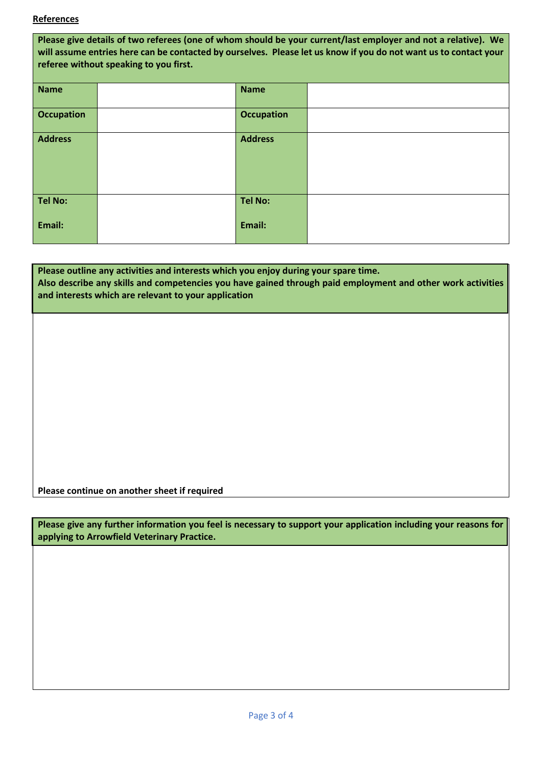**References**

**Please give details of two referees (one of whom should be your current/last employer and not a relative). We will assume entries here can be contacted by ourselves. Please let us know if you do not want us to contact your referee without speaking to you first.**

| **Name** | | **Name** | |
|---|---|---|---|
| **Occupation** | | **Occupation** | |
| **Address** | | **Address** | |
| **Tel No:**<br><br>**Email:** | | **Tel No:**<br><br>**Email:** | |

**Please outline any activities and interests which you enjoy during your spare time.**
**Also describe any skills and competencies you have gained through paid employment and other work activities and interests which are relevant to your application**

**Please continue on another sheet if required**

**Please give any further information you feel is necessary to support your application including your reasons for applying to Arrowfield Veterinary Practice.**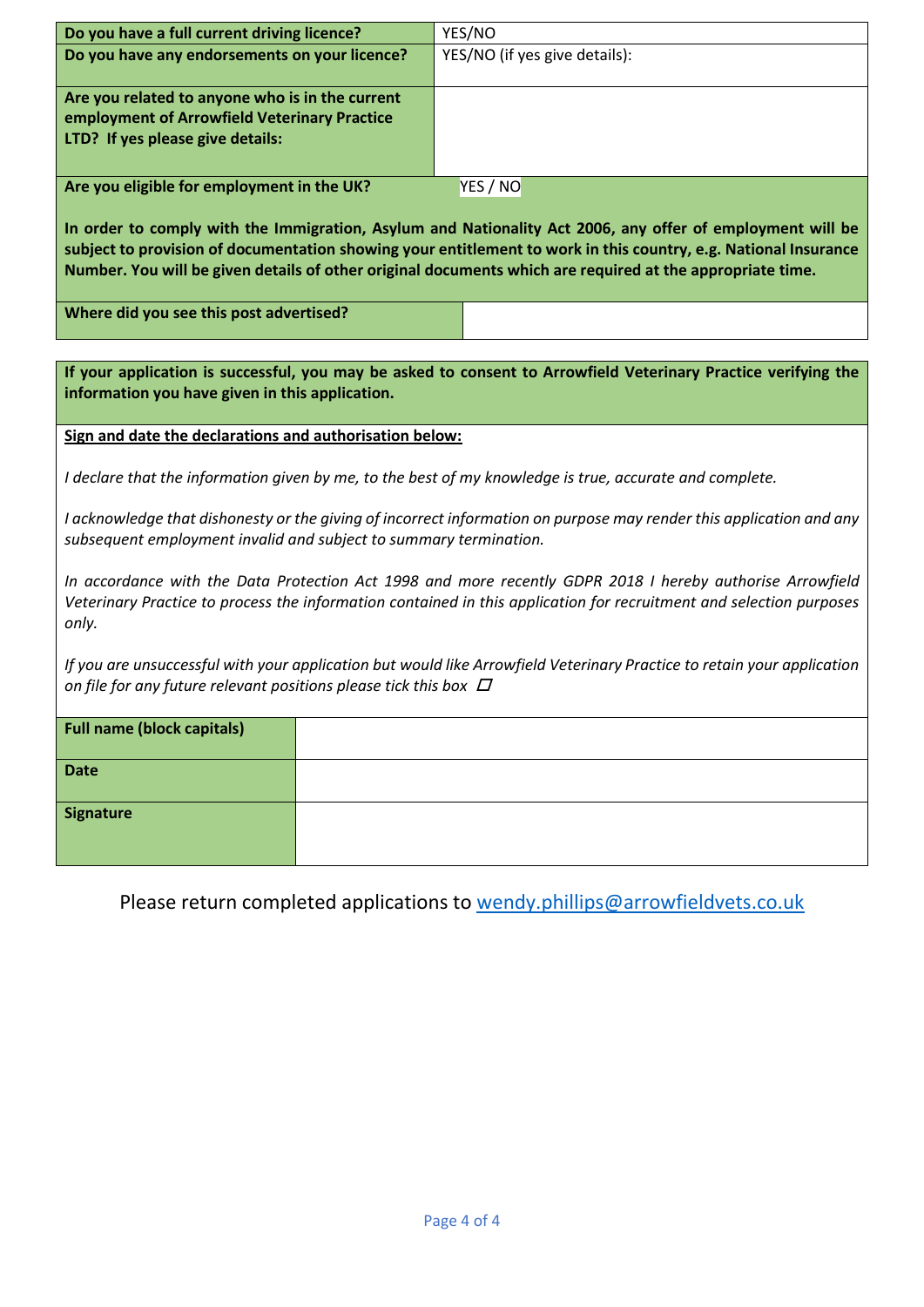| | |
|---|---|
| **Do you have a full current driving licence?** | YES/NO |
| **Do you have any endorsements on your licence?** | YES/NO (if yes give details): |
| **Are you related to anyone who is in the current employment of Arrowfield Veterinary Practice LTD? If yes please give details:** | |
| **Are you eligible for employment in the UK?** | YES / NO |

**In order to comply with the Immigration, Asylum and Nationality Act 2006, any offer of employment will be subject to provision of documentation showing your entitlement to work in this country, e.g. National Insurance Number. You will be given details of other original documents which are required at the appropriate time.**

| | |
|---|---|
| **Where did you see this post advertised?** | |

**If your application is successful, you may be asked to consent to Arrowfield Veterinary Practice verifying the information you have given in this application.**

**Sign and date the declarations and authorisation below:**

*I declare that the information given by me, to the best of my knowledge is true, accurate and complete.*

*I acknowledge that dishonesty or the giving of incorrect information on purpose may render this application and any subsequent employment invalid and subject to summary termination.*

*In accordance with the Data Protection Act 1998 and more recently GDPR 2018 I hereby authorise Arrowfield Veterinary Practice to process the information contained in this application for recruitment and selection purposes only.*

*If you are unsuccessful with your application but would like Arrowfield Veterinary Practice to retain your application on file for any future relevant positions please tick this box* ☐

| | |
|---|---|
| **Full name (block capitals)** | |
| **Date** | |
| **Signature** | |

Please return completed applications to wendy.phillips@arrowfieldvets.co.uk